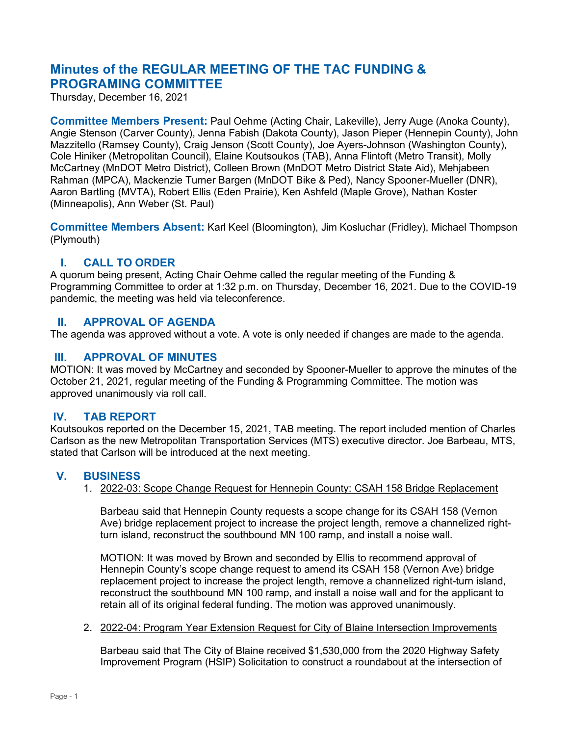# Minutes of the REGULAR MEETING OF THE TAC FUNDING & PROGRAMING COMMITTEE

Thursday, December 16, 2021

**Committee Members Present:** Paul Oehme (Acting Chair, Lakeville), Jerry Auge (Anoka County), Angie Stenson (Carver County), Jenna Fabish (Dakota County), Jason Pieper (Hennepin County), John Mazzitello (Ramsey County), Craig Jenson (Scott County), Joe Ayers-Johnson (Washington County), Cole Hiniker (Metropolitan Council), Elaine Koutsoukos (TAB), Anna Flintoft (Metro Transit), Molly McCartney (MnDOT Metro District), Colleen Brown (MnDOT Metro District State Aid), Mehjabeen Rahman (MPCA), Mackenzie Turner Bargen (MnDOT Bike & Ped), Nancy Spooner-Mueller (DNR), Aaron Bartling (MVTA), Robert Ellis (Eden Prairie), Ken Ashfeld (Maple Grove), Nathan Koster (Minneapolis), Ann Weber (St. Paul)

**Committee Members Absent:** Karl Keel (Bloomington), Jim Kosluchar (Fridley), Michael Thompson (Plymouth)

## I. CALL TO ORDER

A quorum being present, Acting Chair Oehme called the regular meeting of the Funding & Programming Committee to order at 1:32 p.m. on Thursday, December 16, 2021. Due to the COVID-19 pandemic, the meeting was held via teleconference.

## II. APPROVAL OF AGENDA

The agenda was approved without a vote. A vote is only needed if changes are made to the agenda.

## III. APPROVAL OF MINUTES

MOTION: It was moved by McCartney and seconded by Spooner-Mueller to approve the minutes of the October 21, 2021, regular meeting of the Funding & Programming Committee. The motion was approved unanimously via roll call.

## IV. TAB REPORT

Koutsoukos reported on the December 15, 2021, TAB meeting. The report included mention of Charles Carlson as the new Metropolitan Transportation Services (MTS) executive director. Joe Barbeau, MTS, stated that Carlson will be introduced at the next meeting.

## V. BUSINESS

1. 2022-03: Scope Change Request for Hennepin County: CSAH 158 Bridge Replacement

   Barbeau said that Hennepin County requests a scope change for its CSAH 158 (Vernon Ave) bridge replacement project to increase the project length, remove a channelized right-turn island, reconstruct the southbound MN 100 ramp, and install a noise wall.

   MOTION: It was moved by Brown and seconded by Ellis to recommend approval of Hennepin County's scope change request to amend its CSAH 158 (Vernon Ave) bridge replacement project to increase the project length, remove a channelized right-turn island, reconstruct the southbound MN 100 ramp, and install a noise wall and for the applicant to retain all of its original federal funding. The motion was approved unanimously.

2. 2022-04: Program Year Extension Request for City of Blaine Intersection Improvements

   Barbeau said that The City of Blaine received $1,530,000 from the 2020 Highway Safety Improvement Program (HSIP) Solicitation to construct a roundabout at the intersection of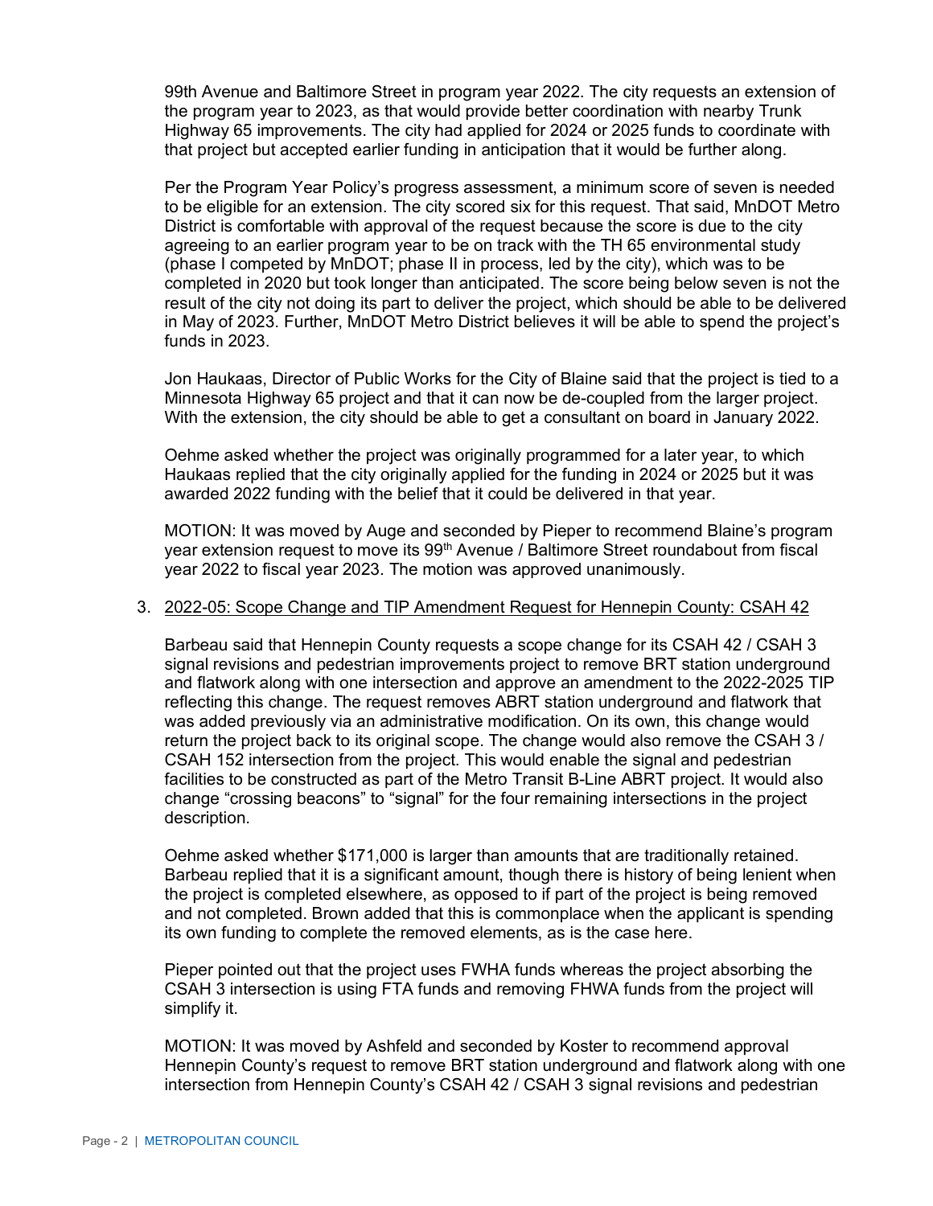99th Avenue and Baltimore Street in program year 2022. The city requests an extension of the program year to 2023, as that would provide better coordination with nearby Trunk Highway 65 improvements. The city had applied for 2024 or 2025 funds to coordinate with that project but accepted earlier funding in anticipation that it would be further along.

Per the Program Year Policy's progress assessment, a minimum score of seven is needed to be eligible for an extension. The city scored six for this request. That said, MnDOT Metro District is comfortable with approval of the request because the score is due to the city agreeing to an earlier program year to be on track with the TH 65 environmental study (phase I competed by MnDOT; phase II in process, led by the city), which was to be completed in 2020 but took longer than anticipated. The score being below seven is not the result of the city not doing its part to deliver the project, which should be able to be delivered in May of 2023. Further, MnDOT Metro District believes it will be able to spend the project's funds in 2023.

Jon Haukaas, Director of Public Works for the City of Blaine said that the project is tied to a Minnesota Highway 65 project and that it can now be de-coupled from the larger project. With the extension, the city should be able to get a consultant on board in January 2022.

Oehme asked whether the project was originally programmed for a later year, to which Haukaas replied that the city originally applied for the funding in 2024 or 2025 but it was awarded 2022 funding with the belief that it could be delivered in that year.

MOTION: It was moved by Auge and seconded by Pieper to recommend Blaine's program year extension request to move its 99th Avenue / Baltimore Street roundabout from fiscal year 2022 to fiscal year 2023. The motion was approved unanimously.

3. 2022-05: Scope Change and TIP Amendment Request for Hennepin County: CSAH 42

   Barbeau said that Hennepin County requests a scope change for its CSAH 42 / CSAH 3 signal revisions and pedestrian improvements project to remove BRT station underground and flatwork along with one intersection and approve an amendment to the 2022-2025 TIP reflecting this change. The request removes ABRT station underground and flatwork that was added previously via an administrative modification. On its own, this change would return the project back to its original scope. The change would also remove the CSAH 3 / CSAH 152 intersection from the project. This would enable the signal and pedestrian facilities to be constructed as part of the Metro Transit B-Line ABRT project. It would also change "crossing beacons" to "signal" for the four remaining intersections in the project description.

   Oehme asked whether $171,000 is larger than amounts that are traditionally retained. Barbeau replied that it is a significant amount, though there is history of being lenient when the project is completed elsewhere, as opposed to if part of the project is being removed and not completed. Brown added that this is commonplace when the applicant is spending its own funding to complete the removed elements, as is the case here.

   Pieper pointed out that the project uses FWHA funds whereas the project absorbing the CSAH 3 intersection is using FTA funds and removing FHWA funds from the project will simplify it.

   MOTION: It was moved by Ashfeld and seconded by Koster to recommend approval Hennepin County's request to remove BRT station underground and flatwork along with one intersection from Hennepin County's CSAH 42 / CSAH 3 signal revisions and pedestrian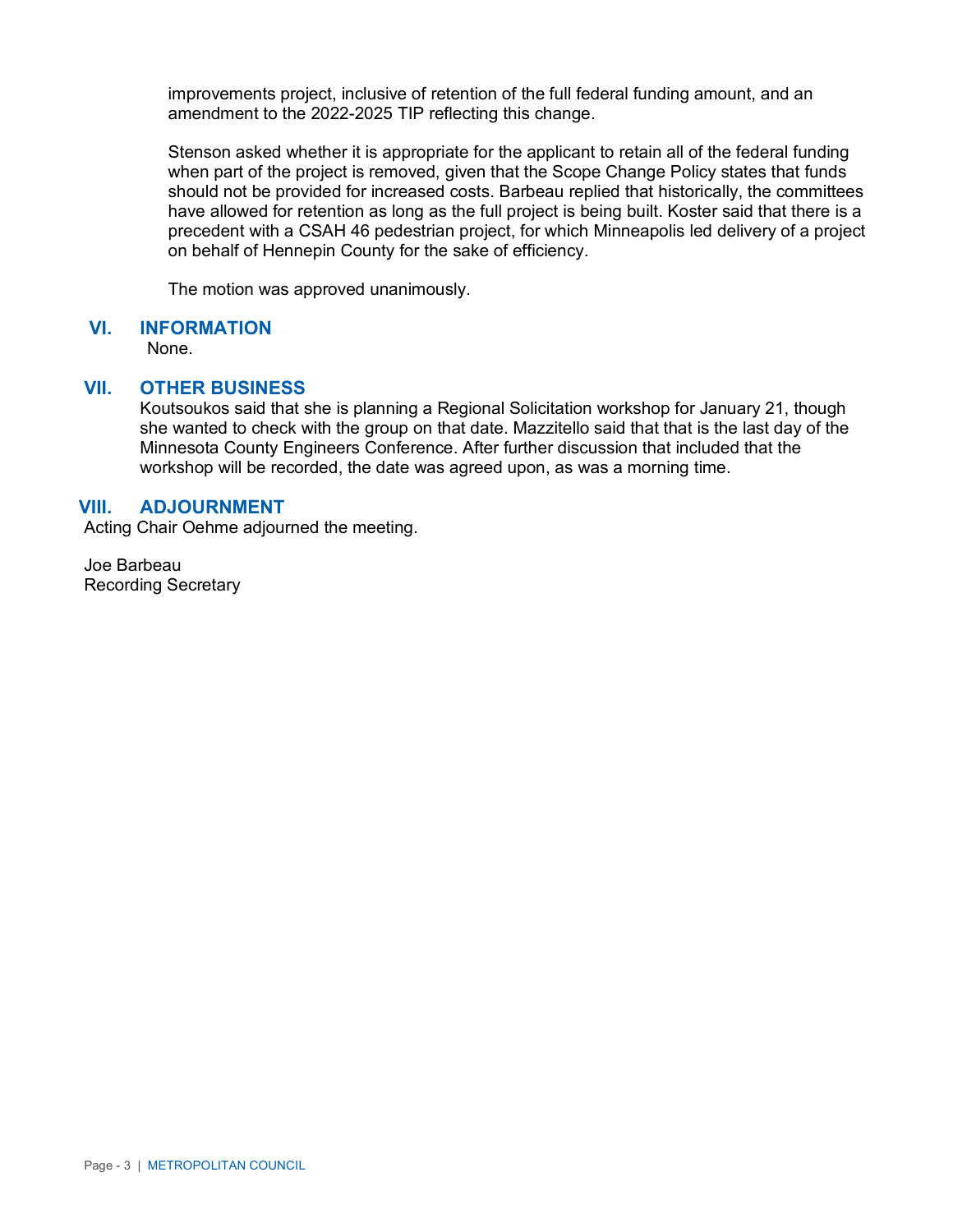improvements project, inclusive of retention of the full federal funding amount, and an amendment to the 2022-2025 TIP reflecting this change.

Stenson asked whether it is appropriate for the applicant to retain all of the federal funding when part of the project is removed, given that the Scope Change Policy states that funds should not be provided for increased costs. Barbeau replied that historically, the committees have allowed for retention as long as the full project is being built. Koster said that there is a precedent with a CSAH 46 pedestrian project, for which Minneapolis led delivery of a project on behalf of Hennepin County for the sake of efficiency.

The motion was approved unanimously.

## VI. INFORMATION

None.

## VII. OTHER BUSINESS

Koutsoukos said that she is planning a Regional Solicitation workshop for January 21, though she wanted to check with the group on that date. Mazzitello said that that is the last day of the Minnesota County Engineers Conference. After further discussion that included that the workshop will be recorded, the date was agreed upon, as was a morning time.

## VIII. ADJOURNMENT

Acting Chair Oehme adjourned the meeting.

Joe Barbeau
Recording Secretary